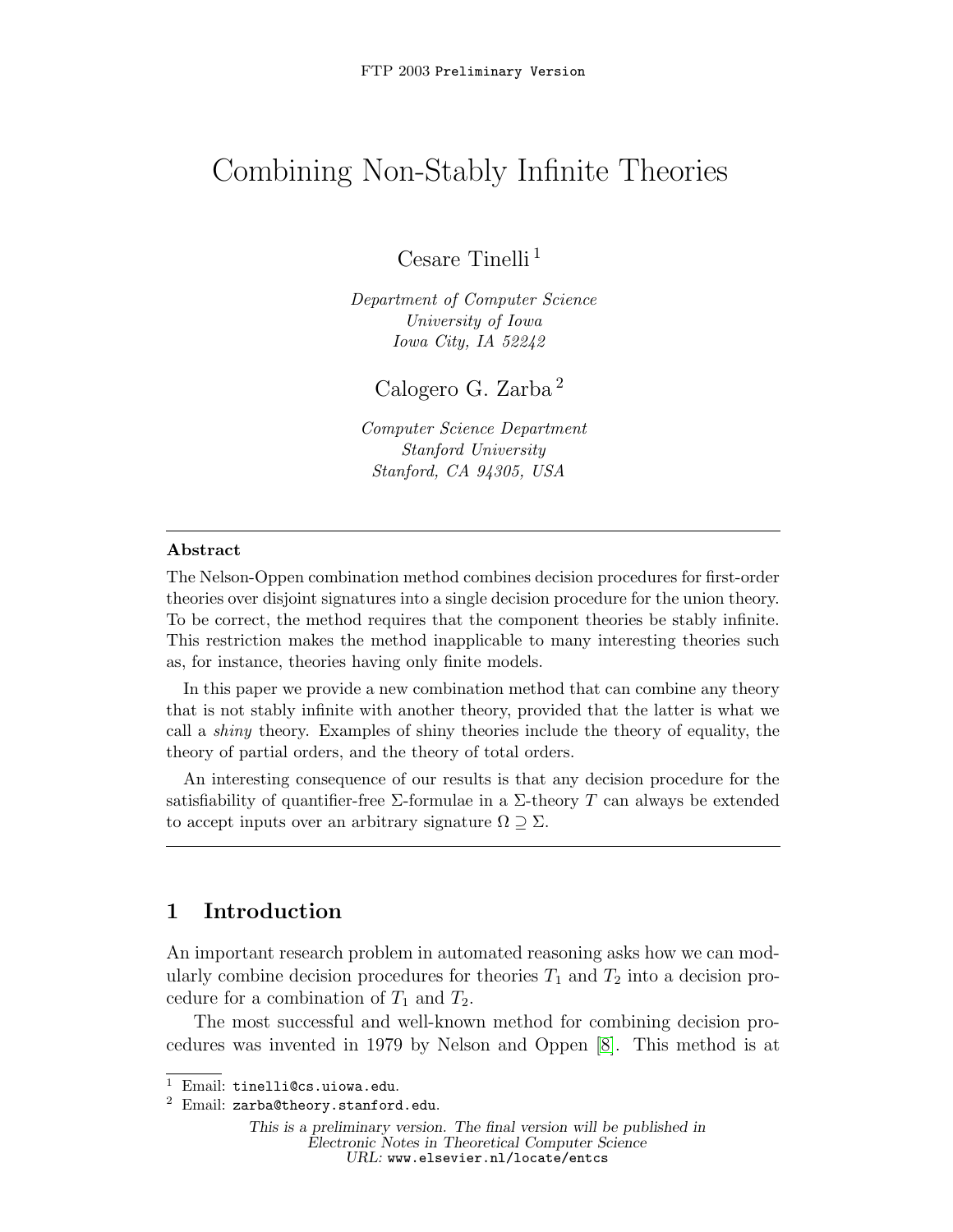# Combining Non-Stably Infinite Theories

Cesare Tinelli [1]

*Department of Computer Science*
*University of Iowa*
*Iowa City, IA 52242*

Calogero G. Zarba [2]

*Computer Science Department*
*Stanford University*
*Stanford, CA 94305, USA*

---

**Abstract**

The Nelson-Oppen combination method combines decision procedures for first-order theories over disjoint signatures into a single decision procedure for the union theory. To be correct, the method requires that the component theories be stably infinite. This restriction makes the method inapplicable to many interesting theories such as, for instance, theories having only finite models.

In this paper we provide a new combination method that can combine any theory that is not stably infinite with another theory, provided that the latter is what we call a *shiny* theory. Examples of shiny theories include the theory of equality, the theory of partial orders, and the theory of total orders.

An interesting consequence of our results is that any decision procedure for the satisfiability of quantifier-free $\Sigma$-formulae in a $\Sigma$-theory $T$ can always be extended to accept inputs over an arbitrary signature $\Omega \supseteq \Sigma$.

---

## 1 Introduction

An important research problem in automated reasoning asks how we can modularly combine decision procedures for theories $T_1$ and $T_2$ into a decision procedure for a combination of $T_1$ and $T_2$.

The most successful and well-known method for combining decision procedures was invented in 1979 by Nelson and Oppen [8]. This method is at

[1] Email: tinelli@cs.uiowa.edu.

[2] Email: zarba@theory.stanford.edu.

*This is a preliminary version. The final version will be published in Electronic Notes in Theoretical Computer Science*
*URL:* www.elsevier.nl/locate/entcs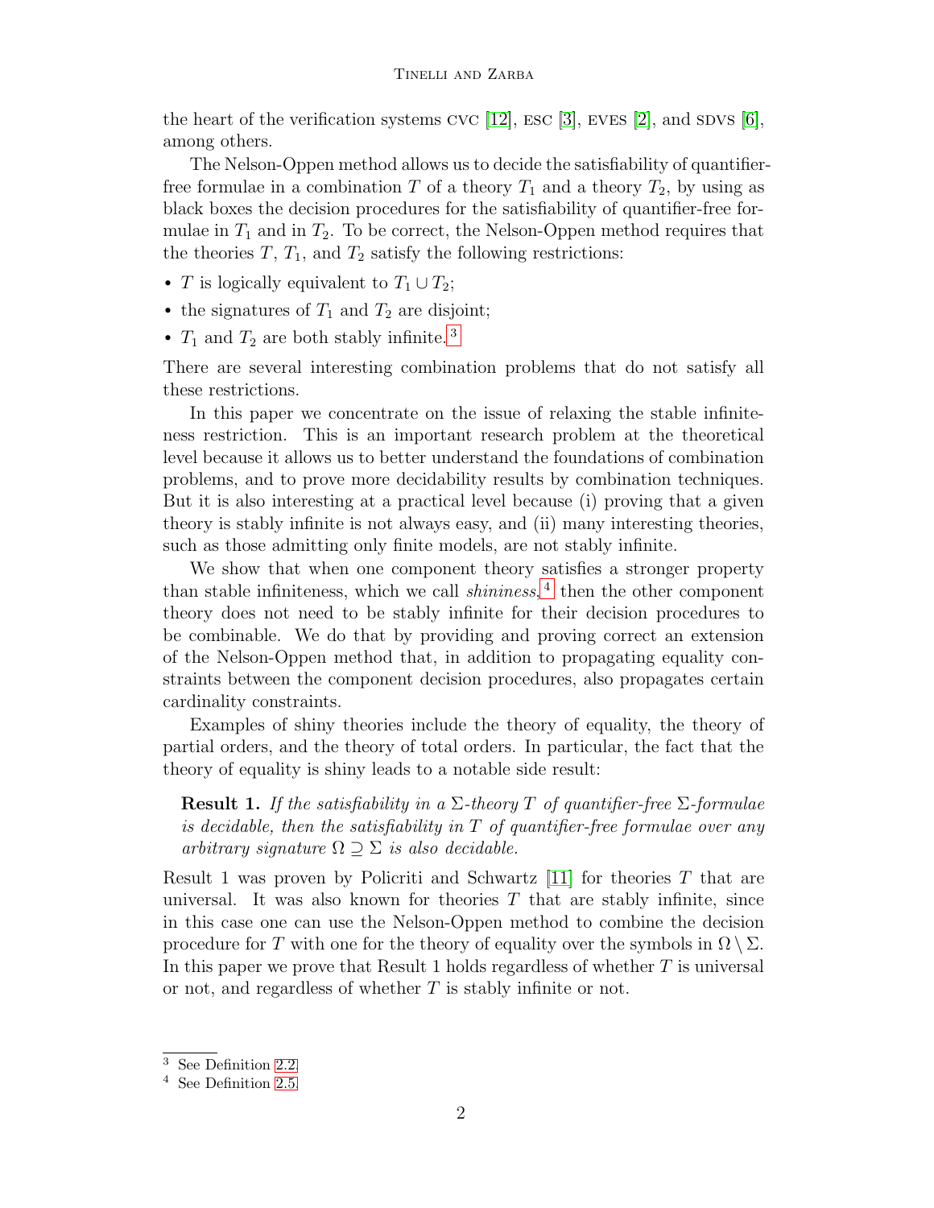the heart of the verification systems CVC [12], ESC [3], EVES [2], and SDVS [6], among others.

The Nelson-Oppen method allows us to decide the satisfiability of quantifier-free formulae in a combination $T$ of a theory $T_1$ and a theory $T_2$, by using as black boxes the decision procedures for the satisfiability of quantifier-free formulae in $T_1$ and in $T_2$. To be correct, the Nelson-Oppen method requires that the theories $T$, $T_1$, and $T_2$ satisfy the following restrictions:

- $T$ is logically equivalent to $T_1 \cup T_2$;
- the signatures of $T_1$ and $T_2$ are disjoint;
- $T_1$ and $T_2$ are both stably infinite.[3]

There are several interesting combination problems that do not satisfy all these restrictions.

In this paper we concentrate on the issue of relaxing the stable infiniteness restriction. This is an important research problem at the theoretical level because it allows us to better understand the foundations of combination problems, and to prove more decidability results by combination techniques. But it is also interesting at a practical level because (i) proving that a given theory is stably infinite is not always easy, and (ii) many interesting theories, such as those admitting only finite models, are not stably infinite.

We show that when one component theory satisfies a stronger property than stable infiniteness, which we call *shininess*,[4] then the other component theory does not need to be stably infinite for their decision procedures to be combinable. We do that by providing and proving correct an extension of the Nelson-Oppen method that, in addition to propagating equality constraints between the component decision procedures, also propagates certain cardinality constraints.

Examples of shiny theories include the theory of equality, the theory of partial orders, and the theory of total orders. In particular, the fact that the theory of equality is shiny leads to a notable side result:

> **Result 1.** *If the satisfiability in a $\Sigma$-theory $T$ of quantifier-free $\Sigma$-formulae is decidable, then the satisfiability in $T$ of quantifier-free formulae over any arbitrary signature $\Omega \supseteq \Sigma$ is also decidable.*

Result 1 was proven by Policriti and Schwartz [11] for theories $T$ that are universal. It was also known for theories $T$ that are stably infinite, since in this case one can use the Nelson-Oppen method to combine the decision procedure for $T$ with one for the theory of equality over the symbols in $\Omega \setminus \Sigma$. In this paper we prove that Result 1 holds regardless of whether $T$ is universal or not, and regardless of whether $T$ is stably infinite or not.

[3] See Definition 2.2.

[4] See Definition 2.5.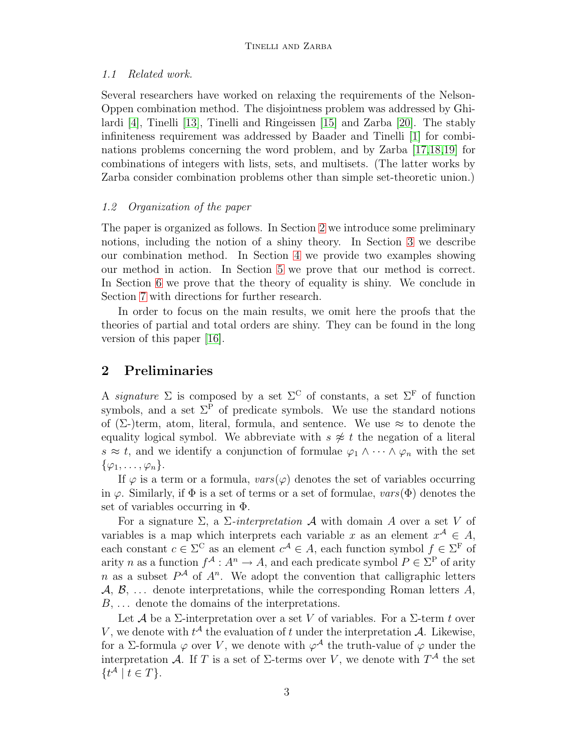### 1.1 Related work.

Several researchers have worked on relaxing the requirements of the Nelson-Oppen combination method. The disjointness problem was addressed by Ghilardi [4], Tinelli [13], Tinelli and Ringeissen [15] and Zarba [20]. The stably infiniteness requirement was addressed by Baader and Tinelli [1] for combinations problems concerning the word problem, and by Zarba [17,18,19] for combinations of integers with lists, sets, and multisets. (The latter works by Zarba consider combination problems other than simple set-theoretic union.)

### 1.2 Organization of the paper

The paper is organized as follows. In Section 2 we introduce some preliminary notions, including the notion of a shiny theory. In Section 3 we describe our combination method. In Section 4 we provide two examples showing our method in action. In Section 5 we prove that our method is correct. In Section 6 we prove that the theory of equality is shiny. We conclude in Section 7 with directions for further research.

In order to focus on the main results, we omit here the proofs that the theories of partial and total orders are shiny. They can be found in the long version of this paper [16].

## 2 Preliminaries

A *signature* $\Sigma$ is composed by a set $\Sigma^{\mathrm{C}}$ of constants, a set $\Sigma^{\mathrm{F}}$ of function symbols, and a set $\Sigma^{\mathrm{P}}$ of predicate symbols. We use the standard notions of ($\Sigma$-)term, atom, literal, formula, and sentence. We use $\approx$ to denote the equality logical symbol. We abbreviate with $s \not\approx t$ the negation of a literal $s \approx t$, and we identify a conjunction of formulae $\varphi_1 \wedge \cdots \wedge \varphi_n$ with the set $\{\varphi_1, \ldots, \varphi_n\}$.

If $\varphi$ is a term or a formula, $vars(\varphi)$ denotes the set of variables occurring in $\varphi$. Similarly, if $\Phi$ is a set of terms or a set of formulae, $vars(\Phi)$ denotes the set of variables occurring in $\Phi$.

For a signature $\Sigma$, a $\Sigma$-*interpretation* $\mathcal{A}$ with domain $A$ over a set $V$ of variables is a map which interprets each variable $x$ as an element $x^{\mathcal{A}} \in A$, each constant $c \in \Sigma^{\mathrm{C}}$ as an element $c^{\mathcal{A}} \in A$, each function symbol $f \in \Sigma^{\mathrm{F}}$ of arity $n$ as a function $f^{\mathcal{A}} : A^n \to A$, and each predicate symbol $P \in \Sigma^{\mathrm{P}}$ of arity $n$ as a subset $P^{\mathcal{A}}$ of $A^n$. We adopt the convention that calligraphic letters $\mathcal{A}$, $\mathcal{B}$, ... denote interpretations, while the corresponding Roman letters $A$, $B$, ... denote the domains of the interpretations.

Let $\mathcal{A}$ be a $\Sigma$-interpretation over a set $V$ of variables. For a $\Sigma$-term $t$ over $V$, we denote with $t^{\mathcal{A}}$ the evaluation of $t$ under the interpretation $\mathcal{A}$. Likewise, for a $\Sigma$-formula $\varphi$ over $V$, we denote with $\varphi^{\mathcal{A}}$ the truth-value of $\varphi$ under the interpretation $\mathcal{A}$. If $T$ is a set of $\Sigma$-terms over $V$, we denote with $T^{\mathcal{A}}$ the set $\{t^{\mathcal{A}} \mid t \in T\}$.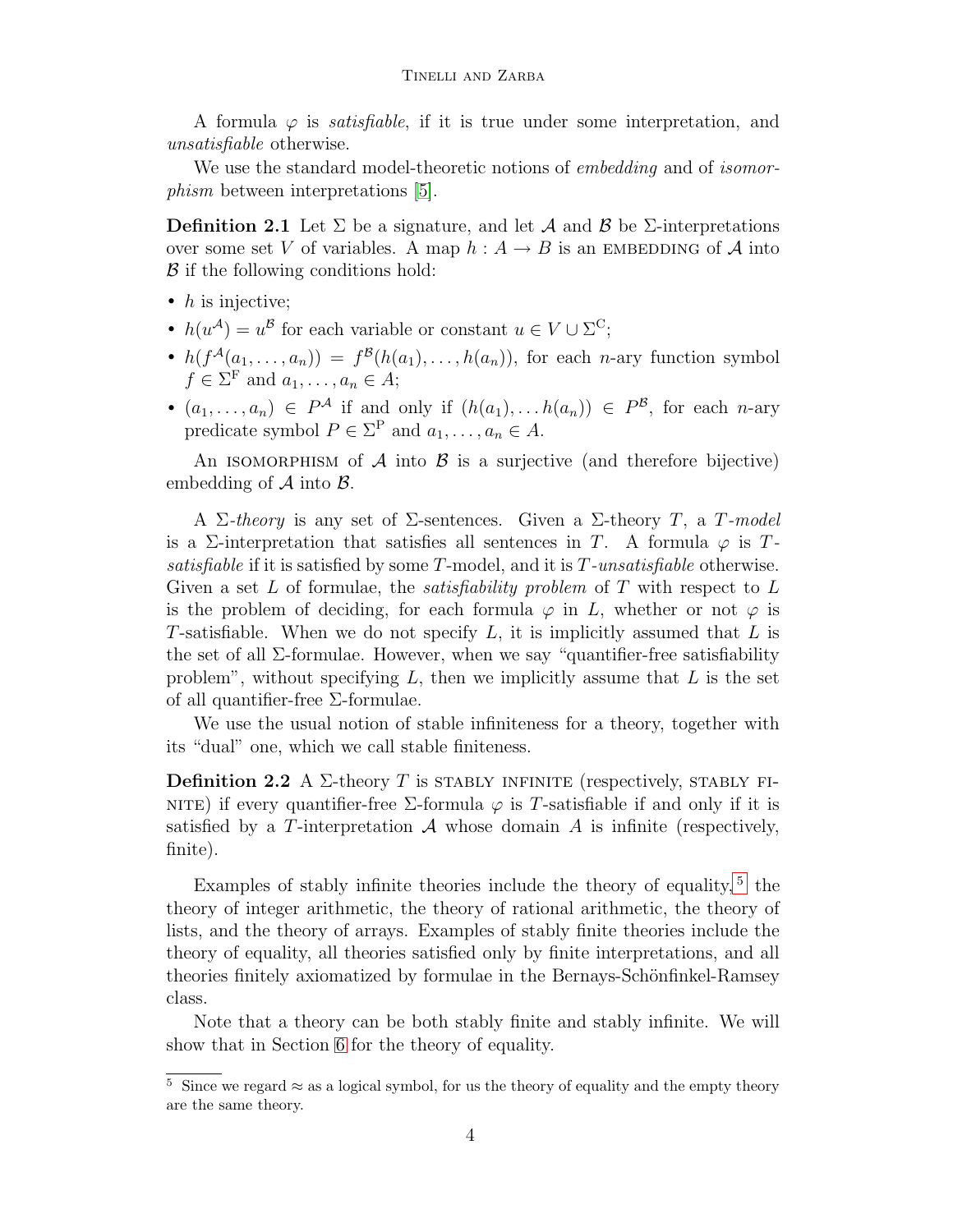A formula $\varphi$ is *satisfiable*, if it is true under some interpretation, and *unsatisfiable* otherwise.

We use the standard model-theoretic notions of *embedding* and of *isomorphism* between interpretations [5].

**Definition 2.1** Let $\Sigma$ be a signature, and let $\mathcal{A}$ and $\mathcal{B}$ be $\Sigma$-interpretations over some set $V$ of variables. A map $h : A \to B$ is an EMBEDDING of $\mathcal{A}$ into $\mathcal{B}$ if the following conditions hold:

- $h$ is injective;
- $h(u^{\mathcal{A}}) = u^{\mathcal{B}}$ for each variable or constant $u \in V \cup \Sigma^{\mathrm{C}}$;
- $h(f^{\mathcal{A}}(a_1, \ldots, a_n)) = f^{\mathcal{B}}(h(a_1), \ldots, h(a_n))$, for each $n$-ary function symbol $f \in \Sigma^{\mathrm{F}}$ and $a_1, \ldots, a_n \in A$;
- $(a_1, \ldots, a_n) \in P^{\mathcal{A}}$ if and only if $(h(a_1), \ldots h(a_n)) \in P^{\mathcal{B}}$, for each $n$-ary predicate symbol $P \in \Sigma^{\mathrm{P}}$ and $a_1, \ldots, a_n \in A$.

An ISOMORPHISM of $\mathcal{A}$ into $\mathcal{B}$ is a surjective (and therefore bijective) embedding of $\mathcal{A}$ into $\mathcal{B}$.

A $\Sigma$-*theory* is any set of $\Sigma$-sentences. Given a $\Sigma$-theory $T$, a $T$-*model* is a $\Sigma$-interpretation that satisfies all sentences in $T$. A formula $\varphi$ is $T$-*satisfiable* if it is satisfied by some $T$-model, and it is $T$-*unsatisfiable* otherwise. Given a set $L$ of formulae, the *satisfiability problem* of $T$ with respect to $L$ is the problem of deciding, for each formula $\varphi$ in $L$, whether or not $\varphi$ is $T$-satisfiable. When we do not specify $L$, it is implicitly assumed that $L$ is the set of all $\Sigma$-formulae. However, when we say "quantifier-free satisfiability problem", without specifying $L$, then we implicitly assume that $L$ is the set of all quantifier-free $\Sigma$-formulae.

We use the usual notion of stable infiniteness for a theory, together with its "dual" one, which we call stable finiteness.

**Definition 2.2** A $\Sigma$-theory $T$ is STABLY INFINITE (respectively, STABLY FINITE) if every quantifier-free $\Sigma$-formula $\varphi$ is $T$-satisfiable if and only if it is satisfied by a $T$-interpretation $\mathcal{A}$ whose domain $A$ is infinite (respectively, finite).

Examples of stably infinite theories include the theory of equality,[5] the theory of integer arithmetic, the theory of rational arithmetic, the theory of lists, and the theory of arrays. Examples of stably finite theories include the theory of equality, all theories satisfied only by finite interpretations, and all theories finitely axiomatized by formulae in the Bernays-Schönfinkel-Ramsey class.

Note that a theory can be both stably finite and stably infinite. We will show that in Section 6 for the theory of equality.

[5] Since we regard $\approx$ as a logical symbol, for us the theory of equality and the empty theory are the same theory.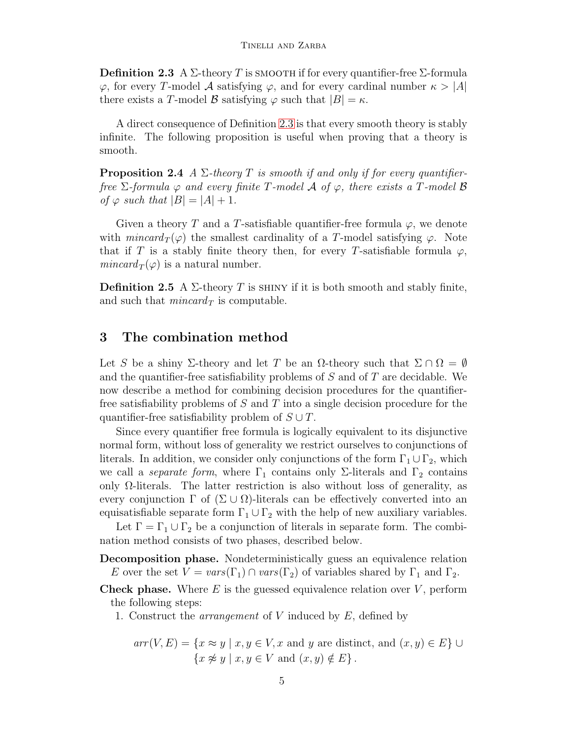**Definition 2.3** A $\Sigma$-theory $T$ is SMOOTH if for every quantifier-free $\Sigma$-formula $\varphi$, for every $T$-model $\mathcal{A}$ satisfying $\varphi$, and for every cardinal number $\kappa > |A|$ there exists a $T$-model $\mathcal{B}$ satisfying $\varphi$ such that $|B| = \kappa$.

A direct consequence of Definition 2.3 is that every smooth theory is stably infinite. The following proposition is useful when proving that a theory is smooth.

**Proposition 2.4** *A $\Sigma$-theory $T$ is smooth if and only if for every quantifier-free $\Sigma$-formula $\varphi$ and every finite $T$-model $\mathcal{A}$ of $\varphi$, there exists a $T$-model $\mathcal{B}$ of $\varphi$ such that $|B| = |A| + 1$.*

Given a theory $T$ and a $T$-satisfiable quantifier-free formula $\varphi$, we denote with $mincard_T(\varphi)$ the smallest cardinality of a $T$-model satisfying $\varphi$. Note that if $T$ is a stably finite theory then, for every $T$-satisfiable formula $\varphi$, $mincard_T(\varphi)$ is a natural number.

**Definition 2.5** A $\Sigma$-theory $T$ is SHINY if it is both smooth and stably finite, and such that $mincard_T$ is computable.

## 3 The combination method

Let $S$ be a shiny $\Sigma$-theory and let $T$ be an $\Omega$-theory such that $\Sigma \cap \Omega = \emptyset$ and the quantifier-free satisfiability problems of $S$ and of $T$ are decidable. We now describe a method for combining decision procedures for the quantifier-free satisfiability problems of $S$ and $T$ into a single decision procedure for the quantifier-free satisfiability problem of $S \cup T$.

Since every quantifier free formula is logically equivalent to its disjunctive normal form, without loss of generality we restrict ourselves to conjunctions of literals. In addition, we consider only conjunctions of the form $\Gamma_1 \cup \Gamma_2$, which we call a *separate form*, where $\Gamma_1$ contains only $\Sigma$-literals and $\Gamma_2$ contains only $\Omega$-literals. The latter restriction is also without loss of generality, as every conjunction $\Gamma$ of $(\Sigma \cup \Omega)$-literals can be effectively converted into an equisatisfiable separate form $\Gamma_1 \cup \Gamma_2$ with the help of new auxiliary variables.

Let $\Gamma = \Gamma_1 \cup \Gamma_2$ be a conjunction of literals in separate form. The combination method consists of two phases, described below.

**Decomposition phase.** Nondeterministically guess an equivalence relation $E$ over the set $V = vars(\Gamma_1) \cap vars(\Gamma_2)$ of variables shared by $\Gamma_1$ and $\Gamma_2$.

**Check phase.** Where $E$ is the guessed equivalence relation over $V$, perform the following steps:

1. Construct the *arrangement* of $V$ induced by $E$, defined by

$$arr(V, E) = \{x \approx y \mid x, y \in V, x \text{ and } y \text{ are distinct, and } (x, y) \in E\} \cup \{x \not\approx y \mid x, y \in V \text{ and } (x, y) \notin E\}.$$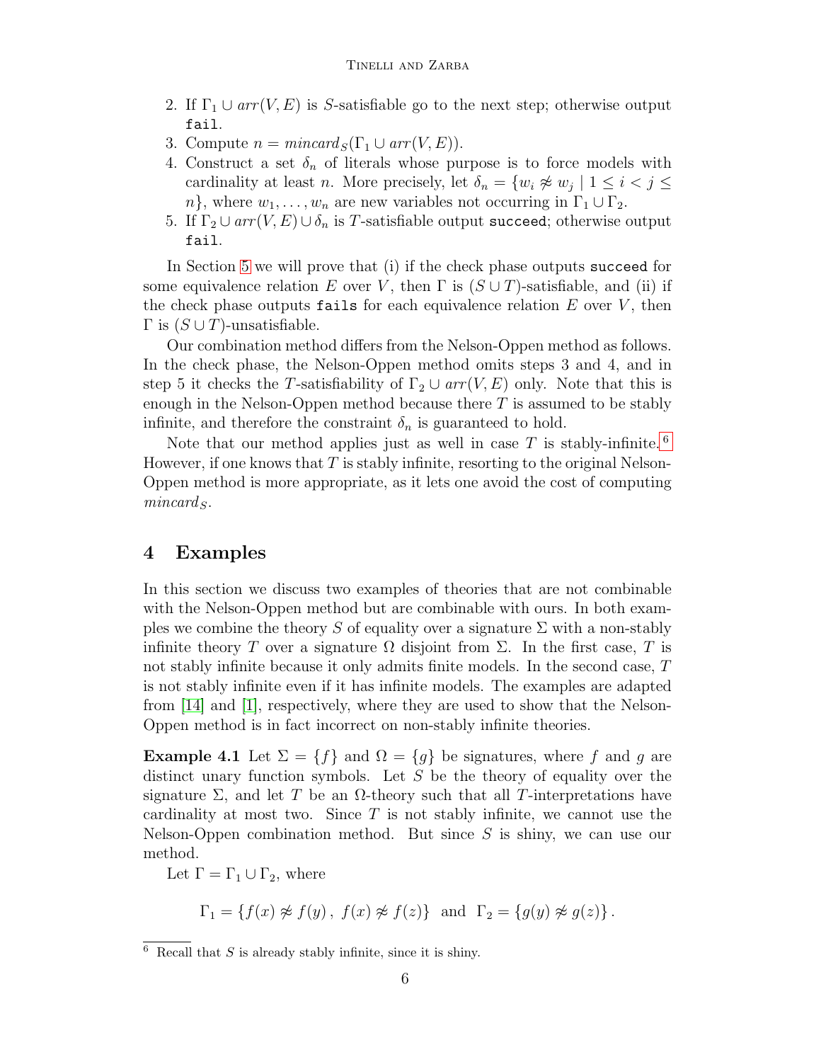2. If $\Gamma_1 \cup arr(V, E)$ is $S$-satisfiable go to the next step; otherwise output `fail`.
3. Compute $n = mincard_S(\Gamma_1 \cup arr(V, E))$.
4. Construct a set $\delta_n$ of literals whose purpose is to force models with cardinality at least $n$. More precisely, let $\delta_n = \{w_i \not\approx w_j \mid 1 \leq i < j \leq n\}$, where $w_1, \ldots, w_n$ are new variables not occurring in $\Gamma_1 \cup \Gamma_2$.
5. If $\Gamma_2 \cup arr(V, E) \cup \delta_n$ is $T$-satisfiable output `succeed`; otherwise output `fail`.

In Section 5 we will prove that (i) if the check phase outputs `succeed` for some equivalence relation $E$ over $V$, then $\Gamma$ is $(S \cup T)$-satisfiable, and (ii) if the check phase outputs `fails` for each equivalence relation $E$ over $V$, then $\Gamma$ is $(S \cup T)$-unsatisfiable.

Our combination method differs from the Nelson-Oppen method as follows. In the check phase, the Nelson-Oppen method omits steps 3 and 4, and in step 5 it checks the $T$-satisfiability of $\Gamma_2 \cup arr(V, E)$ only. Note that this is enough in the Nelson-Oppen method because there $T$ is assumed to be stably infinite, and therefore the constraint $\delta_n$ is guaranteed to hold.

Note that our method applies just as well in case $T$ is stably-infinite.[6] However, if one knows that $T$ is stably infinite, resorting to the original Nelson-Oppen method is more appropriate, as it lets one avoid the cost of computing $mincard_S$.

## 4 Examples

In this section we discuss two examples of theories that are not combinable with the Nelson-Oppen method but are combinable with ours. In both examples we combine the theory $S$ of equality over a signature $\Sigma$ with a non-stably infinite theory $T$ over a signature $\Omega$ disjoint from $\Sigma$. In the first case, $T$ is not stably infinite because it only admits finite models. In the second case, $T$ is not stably infinite even if it has infinite models. The examples are adapted from [14] and [1], respectively, where they are used to show that the Nelson-Oppen method is in fact incorrect on non-stably infinite theories.

**Example 4.1** Let $\Sigma = \{f\}$ and $\Omega = \{g\}$ be signatures, where $f$ and $g$ are distinct unary function symbols. Let $S$ be the theory of equality over the signature $\Sigma$, and let $T$ be an $\Omega$-theory such that all $T$-interpretations have cardinality at most two. Since $T$ is not stably infinite, we cannot use the Nelson-Oppen combination method. But since $S$ is shiny, we can use our method.

Let $\Gamma = \Gamma_1 \cup \Gamma_2$, where

$$\Gamma_1 = \{f(x) \not\approx f(y)\,,\ f(x) \not\approx f(z)\} \quad \text{and} \quad \Gamma_2 = \{g(y) \not\approx g(z)\}\,.$$

[6] Recall that $S$ is already stably infinite, since it is shiny.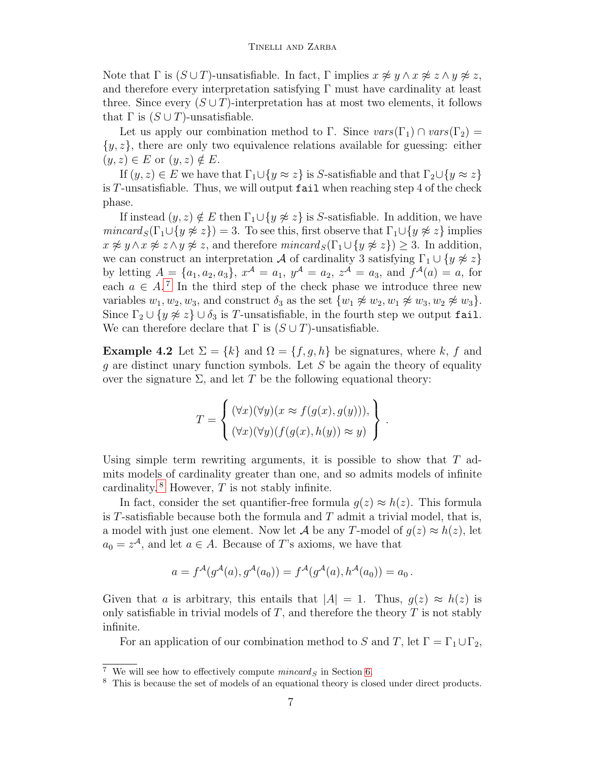Note that $\Gamma$ is $(S \cup T)$-unsatisfiable. In fact, $\Gamma$ implies $x \not\approx y \wedge x \not\approx z \wedge y \not\approx z$, and therefore every interpretation satisfying $\Gamma$ must have cardinality at least three. Since every $(S \cup T)$-interpretation has at most two elements, it follows that $\Gamma$ is $(S \cup T)$-unsatisfiable.

Let us apply our combination method to $\Gamma$. Since $vars(\Gamma_1) \cap vars(\Gamma_2) = \{y, z\}$, there are only two equivalence relations available for guessing: either $(y, z) \in E$ or $(y, z) \notin E$.

If $(y, z) \in E$ we have that $\Gamma_1 \cup \{y \approx z\}$ is $S$-satisfiable and that $\Gamma_2 \cup \{y \approx z\}$ is $T$-unsatisfiable. Thus, we will output `fail` when reaching step 4 of the check phase.

If instead $(y, z) \notin E$ then $\Gamma_1 \cup \{y \not\approx z\}$ is $S$-satisfiable. In addition, we have $mincard_S(\Gamma_1 \cup \{y \not\approx z\}) = 3$. To see this, first observe that $\Gamma_1 \cup \{y \not\approx z\}$ implies $x \not\approx y \wedge x \not\approx z \wedge y \not\approx z$, and therefore $mincard_S(\Gamma_1 \cup \{y \not\approx z\}) \geq 3$. In addition, we can construct an interpretation $\mathcal{A}$ of cardinality 3 satisfying $\Gamma_1 \cup \{y \not\approx z\}$ by letting $A = \{a_1, a_2, a_3\}$, $x^{\mathcal{A}} = a_1$, $y^{\mathcal{A}} = a_2$, $z^{\mathcal{A}} = a_3$, and $f^{\mathcal{A}}(a) = a$, for each $a \in A$.[7] In the third step of the check phase we introduce three new variables $w_1, w_2, w_3$, and construct $\delta_3$ as the set $\{w_1 \not\approx w_2, w_1 \not\approx w_3, w_2 \not\approx w_3\}$. Since $\Gamma_2 \cup \{y \not\approx z\} \cup \delta_3$ is $T$-unsatisfiable, in the fourth step we output `fail`. We can therefore declare that $\Gamma$ is $(S \cup T)$-unsatisfiable.

**Example 4.2** Let $\Sigma = \{k\}$ and $\Omega = \{f, g, h\}$ be signatures, where $k$, $f$ and $g$ are distinct unary function symbols. Let $S$ be again the theory of equality over the signature $\Sigma$, and let $T$ be the following equational theory:

$$T = \left\{ \begin{array}{l} (\forall x)(\forall y)(x \approx f(g(x), g(y))), \\ (\forall x)(\forall y)(f(g(x), h(y)) \approx y) \end{array} \right\}.$$

Using simple term rewriting arguments, it is possible to show that $T$ admits models of cardinality greater than one, and so admits models of infinite cardinality.[8] However, $T$ is not stably infinite.

In fact, consider the set quantifier-free formula $g(z) \approx h(z)$. This formula is $T$-satisfiable because both the formula and $T$ admit a trivial model, that is, a model with just one element. Now let $\mathcal{A}$ be any $T$-model of $g(z) \approx h(z)$, let $a_0 = z^{\mathcal{A}}$, and let $a \in A$. Because of $T$'s axioms, we have that

$$a = f^{\mathcal{A}}(g^{\mathcal{A}}(a), g^{\mathcal{A}}(a_0)) = f^{\mathcal{A}}(g^{\mathcal{A}}(a), h^{\mathcal{A}}(a_0)) = a_0 \,.$$

Given that $a$ is arbitrary, this entails that $|A| = 1$. Thus, $g(z) \approx h(z)$ is only satisfiable in trivial models of $T$, and therefore the theory $T$ is not stably infinite.

For an application of our combination method to $S$ and $T$, let $\Gamma = \Gamma_1 \cup \Gamma_2$,

---

[7] We will see how to effectively compute $mincard_S$ in Section 6.

[8] This is because the set of models of an equational theory is closed under direct products.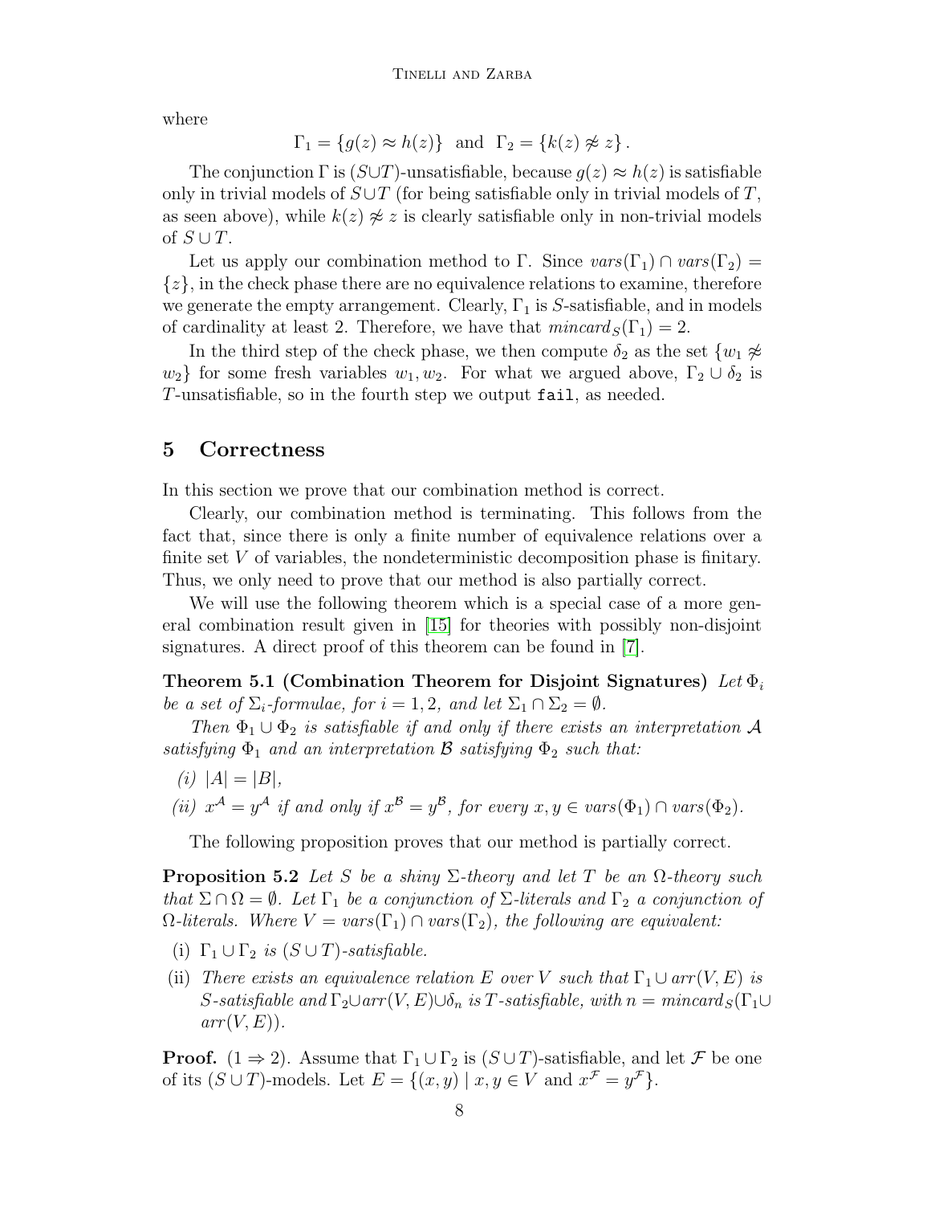where

$$\Gamma_1 = \{g(z) \approx h(z)\} \text{ and } \Gamma_2 = \{k(z) \not\approx z\}.$$

The conjunction $\Gamma$ is $(S \cup T)$-unsatisfiable, because $g(z) \approx h(z)$ is satisfiable only in trivial models of $S \cup T$ (for being satisfiable only in trivial models of $T$, as seen above), while $k(z) \not\approx z$ is clearly satisfiable only in non-trivial models of $S \cup T$.

Let us apply our combination method to $\Gamma$. Since $vars(\Gamma_1) \cap vars(\Gamma_2) = \{z\}$, in the check phase there are no equivalence relations to examine, therefore we generate the empty arrangement. Clearly, $\Gamma_1$ is $S$-satisfiable, and in models of cardinality at least 2. Therefore, we have that $mincard_S(\Gamma_1) = 2$.

In the third step of the check phase, we then compute $\delta_2$ as the set $\{w_1 \not\approx w_2\}$ for some fresh variables $w_1, w_2$. For what we argued above, $\Gamma_2 \cup \delta_2$ is $T$-unsatisfiable, so in the fourth step we output `fail`, as needed.

## 5 Correctness

In this section we prove that our combination method is correct.

Clearly, our combination method is terminating. This follows from the fact that, since there is only a finite number of equivalence relations over a finite set $V$ of variables, the nondeterministic decomposition phase is finitary. Thus, we only need to prove that our method is also partially correct.

We will use the following theorem which is a special case of a more general combination result given in [15] for theories with possibly non-disjoint signatures. A direct proof of this theorem can be found in [7].

**Theorem 5.1 (Combination Theorem for Disjoint Signatures)** *Let $\Phi_i$ be a set of $\Sigma_i$-formulae, for $i = 1, 2$, and let $\Sigma_1 \cap \Sigma_2 = \emptyset$.*

*Then $\Phi_1 \cup \Phi_2$ is satisfiable if and only if there exists an interpretation $\mathcal{A}$ satisfying $\Phi_1$ and an interpretation $\mathcal{B}$ satisfying $\Phi_2$ such that:*

*(i)* $|A| = |B|$,

*(ii)* $x^{\mathcal{A}} = y^{\mathcal{A}}$ *if and only if* $x^{\mathcal{B}} = y^{\mathcal{B}}$*, for every* $x, y \in vars(\Phi_1) \cap vars(\Phi_2)$.

The following proposition proves that our method is partially correct.

**Proposition 5.2** *Let $S$ be a shiny $\Sigma$-theory and let $T$ be an $\Omega$-theory such that $\Sigma \cap \Omega = \emptyset$. Let $\Gamma_1$ be a conjunction of $\Sigma$-literals and $\Gamma_2$ a conjunction of $\Omega$-literals. Where $V = vars(\Gamma_1) \cap vars(\Gamma_2)$, the following are equivalent:*

(i) $\Gamma_1 \cup \Gamma_2$ *is* $(S \cup T)$*-satisfiable.*

(ii) *There exists an equivalence relation $E$ over $V$ such that $\Gamma_1 \cup arr(V, E)$ is $S$-satisfiable and $\Gamma_2 \cup arr(V, E) \cup \delta_n$ is $T$-satisfiable, with $n = mincard_S(\Gamma_1 \cup arr(V, E))$.*

**Proof.** $(1 \Rightarrow 2)$. Assume that $\Gamma_1 \cup \Gamma_2$ is $(S \cup T)$-satisfiable, and let $\mathcal{F}$ be one of its $(S \cup T)$-models. Let $E = \{(x, y) \mid x, y \in V \text{ and } x^{\mathcal{F}} = y^{\mathcal{F}}\}$.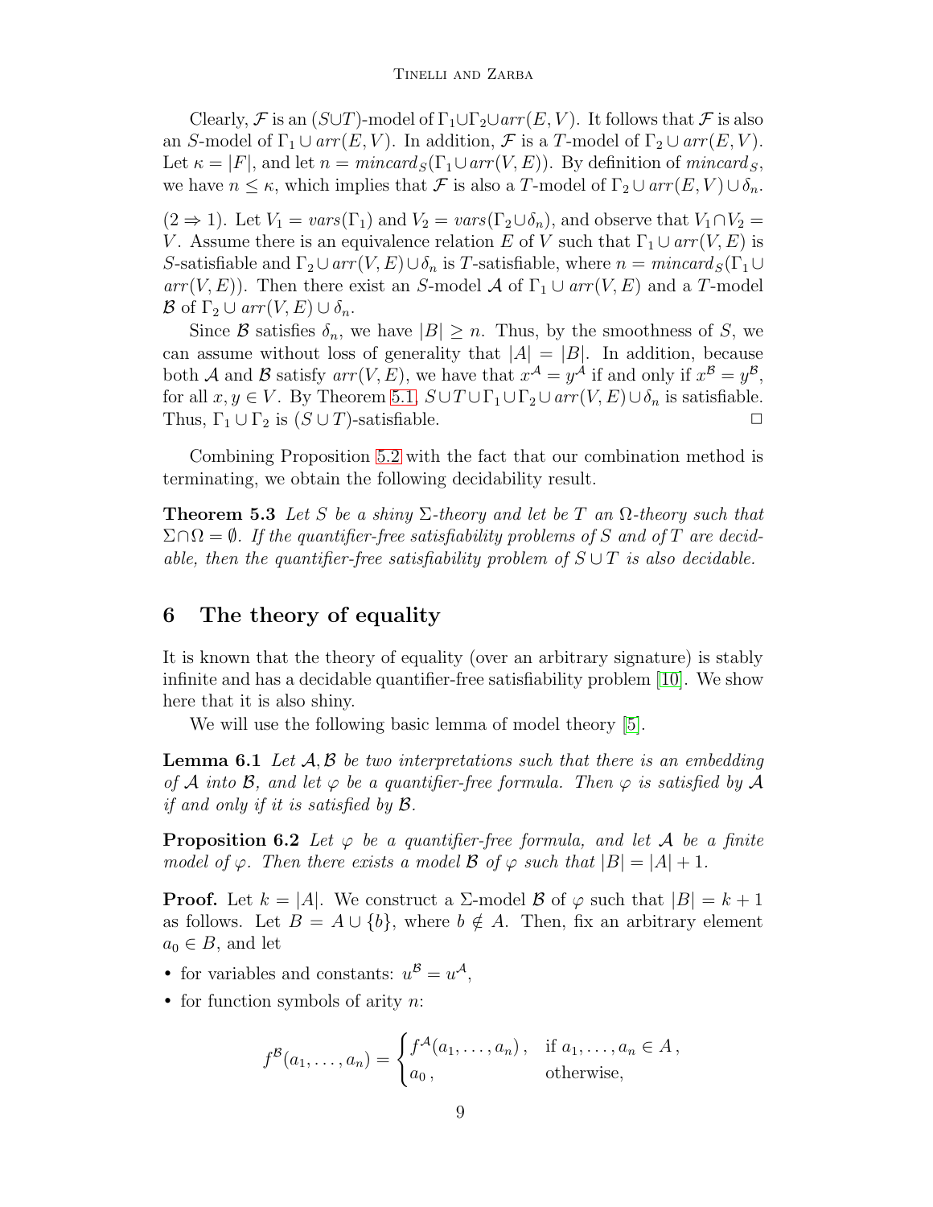Clearly, $\mathcal{F}$ is an $(S \cup T)$-model of $\Gamma_1 \cup \Gamma_2 \cup arr(E, V)$. It follows that $\mathcal{F}$ is also an $S$-model of $\Gamma_1 \cup arr(E, V)$. In addition, $\mathcal{F}$ is a $T$-model of $\Gamma_2 \cup arr(E, V)$. Let $\kappa = |F|$, and let $n = mincard_S(\Gamma_1 \cup arr(V, E))$. By definition of $mincard_S$, we have $n \leq \kappa$, which implies that $\mathcal{F}$ is also a $T$-model of $\Gamma_2 \cup arr(E, V) \cup \delta_n$.

$(2 \Rightarrow 1)$. Let $V_1 = vars(\Gamma_1)$ and $V_2 = vars(\Gamma_2 \cup \delta_n)$, and observe that $V_1 \cap V_2 = V$. Assume there is an equivalence relation $E$ of $V$ such that $\Gamma_1 \cup arr(V, E)$ is $S$-satisfiable and $\Gamma_2 \cup arr(V, E) \cup \delta_n$ is $T$-satisfiable, where $n = mincard_S(\Gamma_1 \cup arr(V, E))$. Then there exist an $S$-model $\mathcal{A}$ of $\Gamma_1 \cup arr(V, E)$ and a $T$-model $\mathcal{B}$ of $\Gamma_2 \cup arr(V, E) \cup \delta_n$.

Since $\mathcal{B}$ satisfies $\delta_n$, we have $|B| \geq n$. Thus, by the smoothness of $S$, we can assume without loss of generality that $|A| = |B|$. In addition, because both $\mathcal{A}$ and $\mathcal{B}$ satisfy $arr(V, E)$, we have that $x^{\mathcal{A}} = y^{\mathcal{A}}$ if and only if $x^{\mathcal{B}} = y^{\mathcal{B}}$, for all $x, y \in V$. By Theorem 5.1, $S \cup T \cup \Gamma_1 \cup \Gamma_2 \cup arr(V, E) \cup \delta_n$ is satisfiable. Thus, $\Gamma_1 \cup \Gamma_2$ is $(S \cup T)$-satisfiable. ☐

Combining Proposition 5.2 with the fact that our combination method is terminating, we obtain the following decidability result.

**Theorem 5.3** *Let $S$ be a shiny $\Sigma$-theory and let be $T$ an $\Omega$-theory such that $\Sigma \cap \Omega = \emptyset$. If the quantifier-free satisfiability problems of $S$ and of $T$ are decidable, then the quantifier-free satisfiability problem of $S \cup T$ is also decidable.*

## 6 The theory of equality

It is known that the theory of equality (over an arbitrary signature) is stably infinite and has a decidable quantifier-free satisfiability problem [10]. We show here that it is also shiny.

We will use the following basic lemma of model theory [5].

**Lemma 6.1** *Let $\mathcal{A}, \mathcal{B}$ be two interpretations such that there is an embedding of $\mathcal{A}$ into $\mathcal{B}$, and let $\varphi$ be a quantifier-free formula. Then $\varphi$ is satisfied by $\mathcal{A}$ if and only if it is satisfied by $\mathcal{B}$.*

**Proposition 6.2** *Let $\varphi$ be a quantifier-free formula, and let $\mathcal{A}$ be a finite model of $\varphi$. Then there exists a model $\mathcal{B}$ of $\varphi$ such that $|B| = |A| + 1$.*

**Proof.** Let $k = |A|$. We construct a $\Sigma$-model $\mathcal{B}$ of $\varphi$ such that $|B| = k + 1$ as follows. Let $B = A \cup \{b\}$, where $b \notin A$. Then, fix an arbitrary element $a_0 \in B$, and let

- for variables and constants: $u^{\mathcal{B}} = u^{\mathcal{A}}$,
- for function symbols of arity $n$:

$$f^{\mathcal{B}}(a_1, \ldots, a_n) = \begin{cases} f^{\mathcal{A}}(a_1, \ldots, a_n)\,, & \text{if } a_1, \ldots, a_n \in A\,, \\ a_0\,, & \text{otherwise,} \end{cases}$$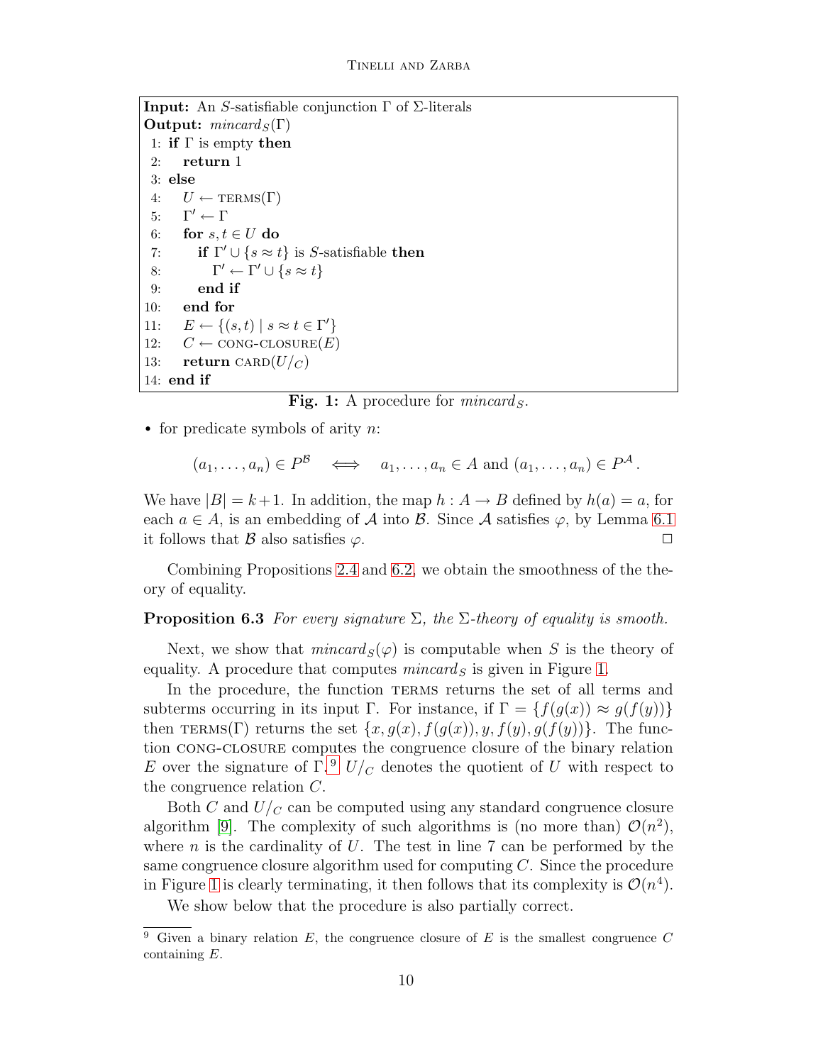```
Input: An S-satisfiable conjunction Γ of Σ-literals
Output: mincard_S(Γ)
 1: if Γ is empty then
 2:    return 1
 3: else
 4:    U ← TERMS(Γ)
 5:    Γ' ← Γ
 6:    for s, t ∈ U do
 7:       if Γ' ∪ {s ≈ t} is S-satisfiable then
 8:          Γ' ← Γ' ∪ {s ≈ t}
 9:       end if
10:    end for
11:    E ← {(s, t) | s ≈ t ∈ Γ'}
12:    C ← CONG-CLOSURE(E)
13:    return CARD(U/_C)
14: end if
```

**Fig. 1:** A procedure for $mincard_S$.

- for predicate symbols of arity $n$:

$$(a_1, \ldots, a_n) \in P^{\mathcal{B}} \iff a_1, \ldots, a_n \in A \text{ and } (a_1, \ldots, a_n) \in P^{\mathcal{A}}.$$

We have $|B| = k+1$. In addition, the map $h : A \to B$ defined by $h(a) = a$, for each $a \in A$, is an embedding of $\mathcal{A}$ into $\mathcal{B}$. Since $\mathcal{A}$ satisfies $\varphi$, by Lemma 6.1 it follows that $\mathcal{B}$ also satisfies $\varphi$. □

Combining Propositions 2.4 and 6.2, we obtain the smoothness of the theory of equality.

**Proposition 6.3** *For every signature $\Sigma$, the $\Sigma$-theory of equality is smooth.*

Next, we show that $mincard_S(\varphi)$ is computable when $S$ is the theory of equality. A procedure that computes $mincard_S$ is given in Figure 1.

In the procedure, the function TERMS returns the set of all terms and subterms occurring in its input $\Gamma$. For instance, if $\Gamma = \{f(g(x)) \approx g(f(y))\}$ then TERMS$(\Gamma)$ returns the set $\{x, g(x), f(g(x)), y, f(y), g(f(y))\}$. The function CONG-CLOSURE computes the congruence closure of the binary relation $E$ over the signature of $\Gamma$.[9] $U/_C$ denotes the quotient of $U$ with respect to the congruence relation $C$.

Both $C$ and $U/_C$ can be computed using any standard congruence closure algorithm [9]. The complexity of such algorithms is (no more than) $\mathcal{O}(n^2)$, where $n$ is the cardinality of $U$. The test in line 7 can be performed by the same congruence closure algorithm used for computing $C$. Since the procedure in Figure 1 is clearly terminating, it then follows that its complexity is $\mathcal{O}(n^4)$.

We show below that the procedure is also partially correct.

---

[9] Given a binary relation $E$, the congruence closure of $E$ is the smallest congruence $C$ containing $E$.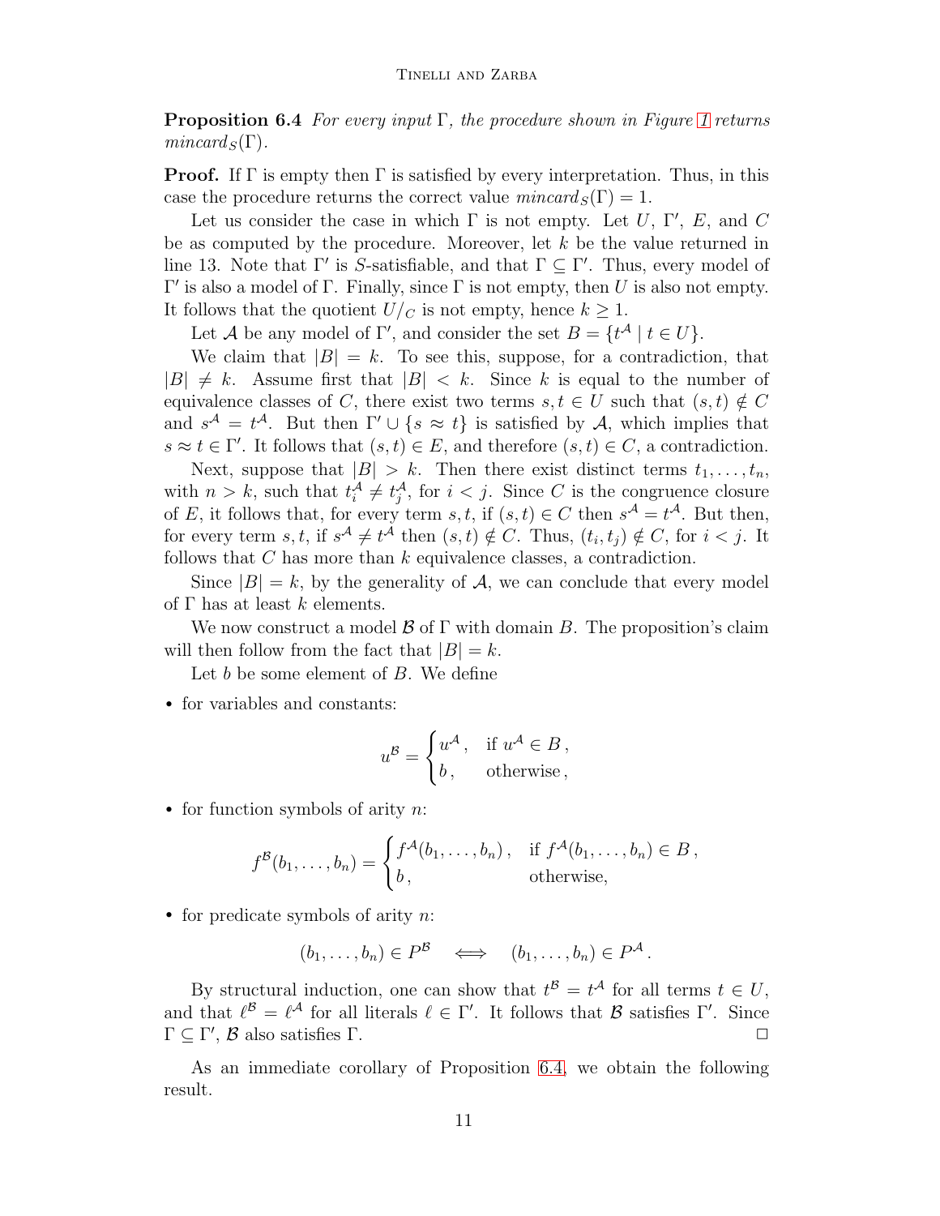**Proposition 6.4** *For every input* $\Gamma$*, the procedure shown in Figure 1 returns* $mincard_S(\Gamma)$.

**Proof.** If $\Gamma$ is empty then $\Gamma$ is satisfied by every interpretation. Thus, in this case the procedure returns the correct value $mincard_S(\Gamma) = 1$.

Let us consider the case in which $\Gamma$ is not empty. Let $U$, $\Gamma'$, $E$, and $C$ be as computed by the procedure. Moreover, let $k$ be the value returned in line 13. Note that $\Gamma'$ is $S$-satisfiable, and that $\Gamma \subseteq \Gamma'$. Thus, every model of $\Gamma'$ is also a model of $\Gamma$. Finally, since $\Gamma$ is not empty, then $U$ is also not empty. It follows that the quotient $U/_C$ is not empty, hence $k \geq 1$.

Let $\mathcal{A}$ be any model of $\Gamma'$, and consider the set $B = \{t^{\mathcal{A}} \mid t \in U\}$.

We claim that $|B| = k$. To see this, suppose, for a contradiction, that $|B| \neq k$. Assume first that $|B| < k$. Since $k$ is equal to the number of equivalence classes of $C$, there exist two terms $s, t \in U$ such that $(s,t) \notin C$ and $s^{\mathcal{A}} = t^{\mathcal{A}}$. But then $\Gamma' \cup \{s \approx t\}$ is satisfied by $\mathcal{A}$, which implies that $s \approx t \in \Gamma'$. It follows that $(s,t) \in E$, and therefore $(s,t) \in C$, a contradiction.

Next, suppose that $|B| > k$. Then there exist distinct terms $t_1, \ldots, t_n$, with $n > k$, such that $t_i^{\mathcal{A}} \neq t_j^{\mathcal{A}}$, for $i < j$. Since $C$ is the congruence closure of $E$, it follows that, for every term $s, t$, if $(s,t) \in C$ then $s^{\mathcal{A}} = t^{\mathcal{A}}$. But then, for every term $s, t$, if $s^{\mathcal{A}} \neq t^{\mathcal{A}}$ then $(s,t) \notin C$. Thus, $(t_i, t_j) \notin C$, for $i < j$. It follows that $C$ has more than $k$ equivalence classes, a contradiction.

Since $|B| = k$, by the generality of $\mathcal{A}$, we can conclude that every model of $\Gamma$ has at least $k$ elements.

We now construct a model $\mathcal{B}$ of $\Gamma$ with domain $B$. The proposition's claim will then follow from the fact that $|B| = k$.

Let $b$ be some element of $B$. We define

- for variables and constants:

$$u^{\mathcal{B}} = \begin{cases} u^{\mathcal{A}}, & \text{if } u^{\mathcal{A}} \in B\,, \\ b\,, & \text{otherwise}\,, \end{cases}$$

- for function symbols of arity $n$:

$$f^{\mathcal{B}}(b_1, \ldots, b_n) = \begin{cases} f^{\mathcal{A}}(b_1, \ldots, b_n)\,, & \text{if } f^{\mathcal{A}}(b_1, \ldots, b_n) \in B\,, \\ b\,, & \text{otherwise,} \end{cases}$$

- for predicate symbols of arity $n$:

$$(b_1, \ldots, b_n) \in P^{\mathcal{B}} \iff (b_1, \ldots, b_n) \in P^{\mathcal{A}}\,.$$

By structural induction, one can show that $t^{\mathcal{B}} = t^{\mathcal{A}}$ for all terms $t \in U$, and that $\ell^{\mathcal{B}} = \ell^{\mathcal{A}}$ for all literals $\ell \in \Gamma'$. It follows that $\mathcal{B}$ satisfies $\Gamma'$. Since $\Gamma \subseteq \Gamma'$, $\mathcal{B}$ also satisfies $\Gamma$. ◻

As an immediate corollary of Proposition 6.4, we obtain the following result.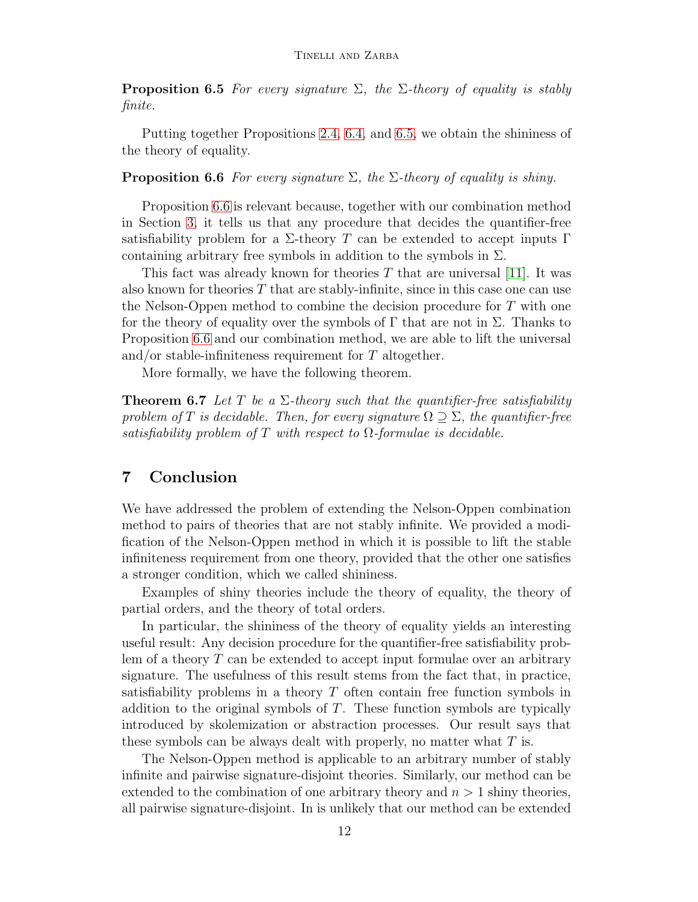**Proposition 6.5** *For every signature $\Sigma$, the $\Sigma$-theory of equality is stably finite.*

Putting together Propositions 2.4, 6.4, and 6.5, we obtain the shininess of the theory of equality.

**Proposition 6.6** *For every signature $\Sigma$, the $\Sigma$-theory of equality is shiny.*

Proposition 6.6 is relevant because, together with our combination method in Section 3, it tells us that any procedure that decides the quantifier-free satisfiability problem for a $\Sigma$-theory $T$ can be extended to accept inputs $\Gamma$ containing arbitrary free symbols in addition to the symbols in $\Sigma$.

This fact was already known for theories $T$ that are universal [11]. It was also known for theories $T$ that are stably-infinite, since in this case one can use the Nelson-Oppen method to combine the decision procedure for $T$ with one for the theory of equality over the symbols of $\Gamma$ that are not in $\Sigma$. Thanks to Proposition 6.6 and our combination method, we are able to lift the universal and/or stable-infiniteness requirement for $T$ altogether.

More formally, we have the following theorem.

**Theorem 6.7** *Let $T$ be a $\Sigma$-theory such that the quantifier-free satisfiability problem of $T$ is decidable. Then, for every signature $\Omega \supseteq \Sigma$, the quantifier-free satisfiability problem of $T$ with respect to $\Omega$-formulae is decidable.*

## 7 Conclusion

We have addressed the problem of extending the Nelson-Oppen combination method to pairs of theories that are not stably infinite. We provided a modification of the Nelson-Oppen method in which it is possible to lift the stable infiniteness requirement from one theory, provided that the other one satisfies a stronger condition, which we called shininess.

Examples of shiny theories include the theory of equality, the theory of partial orders, and the theory of total orders.

In particular, the shininess of the theory of equality yields an interesting useful result: Any decision procedure for the quantifier-free satisfiability problem of a theory $T$ can be extended to accept input formulae over an arbitrary signature. The usefulness of this result stems from the fact that, in practice, satisfiability problems in a theory $T$ often contain free function symbols in addition to the original symbols of $T$. These function symbols are typically introduced by skolemization or abstraction processes. Our result says that these symbols can be always dealt with properly, no matter what $T$ is.

The Nelson-Oppen method is applicable to an arbitrary number of stably infinite and pairwise signature-disjoint theories. Similarly, our method can be extended to the combination of one arbitrary theory and $n > 1$ shiny theories, all pairwise signature-disjoint. In is unlikely that our method can be extended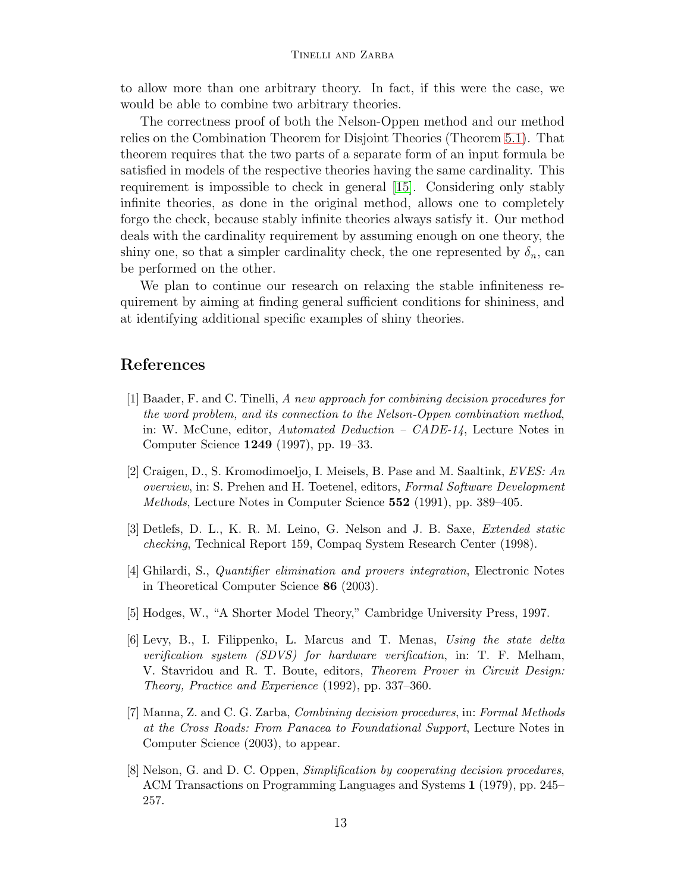to allow more than one arbitrary theory. In fact, if this were the case, we would be able to combine two arbitrary theories.

The correctness proof of both the Nelson-Oppen method and our method relies on the Combination Theorem for Disjoint Theories (Theorem 5.1). That theorem requires that the two parts of a separate form of an input formula be satisfied in models of the respective theories having the same cardinality. This requirement is impossible to check in general [15]. Considering only stably infinite theories, as done in the original method, allows one to completely forgo the check, because stably infinite theories always satisfy it. Our method deals with the cardinality requirement by assuming enough on one theory, the shiny one, so that a simpler cardinality check, the one represented by $\delta_n$, can be performed on the other.

We plan to continue our research on relaxing the stable infiniteness requirement by aiming at finding general sufficient conditions for shininess, and at identifying additional specific examples of shiny theories.

## References

[1] Baader, F. and C. Tinelli, *A new approach for combining decision procedures for the word problem, and its connection to the Nelson-Oppen combination method*, in: W. McCune, editor, *Automated Deduction – CADE-14*, Lecture Notes in Computer Science **1249** (1997), pp. 19–33.

[2] Craigen, D., S. Kromodimoeljo, I. Meisels, B. Pase and M. Saaltink, *EVES: An overview*, in: S. Prehen and H. Toetenel, editors, *Formal Software Development Methods*, Lecture Notes in Computer Science **552** (1991), pp. 389–405.

[3] Detlefs, D. L., K. R. M. Leino, G. Nelson and J. B. Saxe, *Extended static checking*, Technical Report 159, Compaq System Research Center (1998).

[4] Ghilardi, S., *Quantifier elimination and provers integration*, Electronic Notes in Theoretical Computer Science **86** (2003).

[5] Hodges, W., "A Shorter Model Theory," Cambridge University Press, 1997.

[6] Levy, B., I. Filippenko, L. Marcus and T. Menas, *Using the state delta verification system (SDVS) for hardware verification*, in: T. F. Melham, V. Stavridou and R. T. Boute, editors, *Theorem Prover in Circuit Design: Theory, Practice and Experience* (1992), pp. 337–360.

[7] Manna, Z. and C. G. Zarba, *Combining decision procedures*, in: *Formal Methods at the Cross Roads: From Panacea to Foundational Support*, Lecture Notes in Computer Science (2003), to appear.

[8] Nelson, G. and D. C. Oppen, *Simplification by cooperating decision procedures*, ACM Transactions on Programming Languages and Systems **1** (1979), pp. 245–257.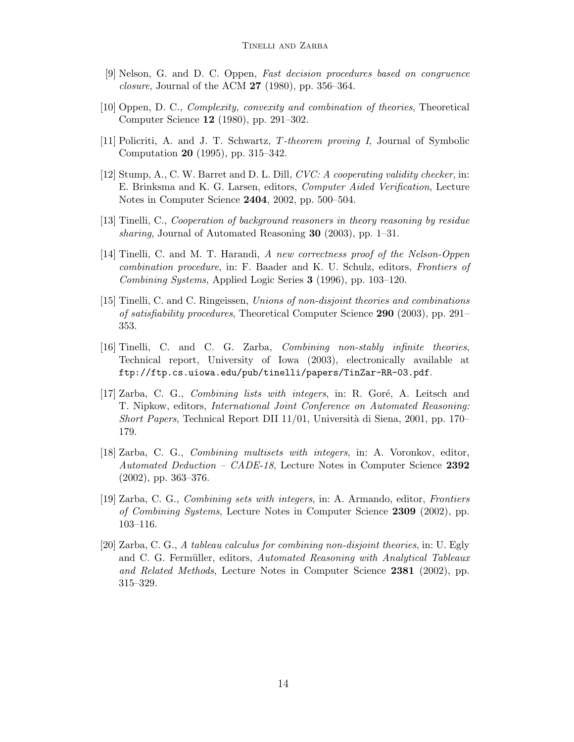[9] Nelson, G. and D. C. Oppen, *Fast decision procedures based on congruence closure*, Journal of the ACM **27** (1980), pp. 356–364.

[10] Oppen, D. C., *Complexity, convexity and combination of theories*, Theoretical Computer Science **12** (1980), pp. 291–302.

[11] Policriti, A. and J. T. Schwartz, *T-theorem proving I*, Journal of Symbolic Computation **20** (1995), pp. 315–342.

[12] Stump, A., C. W. Barret and D. L. Dill, *CVC: A cooperating validity checker*, in: E. Brinksma and K. G. Larsen, editors, *Computer Aided Verification*, Lecture Notes in Computer Science **2404**, 2002, pp. 500–504.

[13] Tinelli, C., *Cooperation of background reasoners in theory reasoning by residue sharing*, Journal of Automated Reasoning **30** (2003), pp. 1–31.

[14] Tinelli, C. and M. T. Harandi, *A new correctness proof of the Nelson-Oppen combination procedure*, in: F. Baader and K. U. Schulz, editors, *Frontiers of Combining Systems*, Applied Logic Series **3** (1996), pp. 103–120.

[15] Tinelli, C. and C. Ringeissen, *Unions of non-disjoint theories and combinations of satisfiability procedures*, Theoretical Computer Science **290** (2003), pp. 291–353.

[16] Tinelli, C. and C. G. Zarba, *Combining non-stably infinite theories*, Technical report, University of Iowa (2003), electronically available at `ftp://ftp.cs.uiowa.edu/pub/tinelli/papers/TinZar-RR-03.pdf`.

[17] Zarba, C. G., *Combining lists with integers*, in: R. Goré, A. Leitsch and T. Nipkow, editors, *International Joint Conference on Automated Reasoning: Short Papers*, Technical Report DII 11/01, Università di Siena, 2001, pp. 170–179.

[18] Zarba, C. G., *Combining multisets with integers*, in: A. Voronkov, editor, *Automated Deduction – CADE-18*, Lecture Notes in Computer Science **2392** (2002), pp. 363–376.

[19] Zarba, C. G., *Combining sets with integers*, in: A. Armando, editor, *Frontiers of Combining Systems*, Lecture Notes in Computer Science **2309** (2002), pp. 103–116.

[20] Zarba, C. G., *A tableau calculus for combining non-disjoint theories*, in: U. Egly and C. G. Fermüller, editors, *Automated Reasoning with Analytical Tableaux and Related Methods*, Lecture Notes in Computer Science **2381** (2002), pp. 315–329.